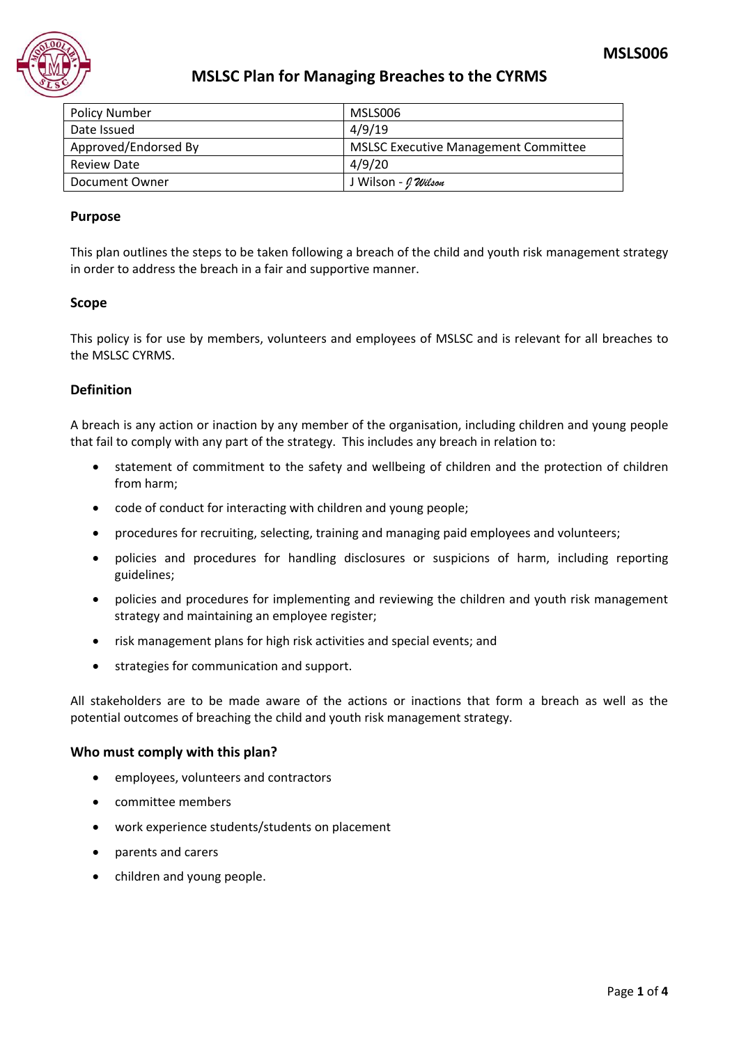# MSLSC Plan for Managing Breaches to the CYRMS

| Policy Number | MSLS006 |
|---|---|
| Date Issued | 4/9/19 |
| Approved/Endorsed By | MSLSC Executive Management Committee |
| Review Date | 4/9/20 |
| Document Owner | J Wilson - J Wilson |

### Purpose

This plan outlines the steps to be taken following a breach of the child and youth risk management strategy in order to address the breach in a fair and supportive manner.

### Scope

This policy is for use by members, volunteers and employees of MSLSC and is relevant for all breaches to the MSLSC CYRMS.

### Definition

A breach is any action or inaction by any member of the organisation, including children and young people that fail to comply with any part of the strategy. This includes any breach in relation to:

- statement of commitment to the safety and wellbeing of children and the protection of children from harm;
- code of conduct for interacting with children and young people;
- procedures for recruiting, selecting, training and managing paid employees and volunteers;
- policies and procedures for handling disclosures or suspicions of harm, including reporting guidelines;
- policies and procedures for implementing and reviewing the children and youth risk management strategy and maintaining an employee register;
- risk management plans for high risk activities and special events; and
- strategies for communication and support.

All stakeholders are to be made aware of the actions or inactions that form a breach as well as the potential outcomes of breaching the child and youth risk management strategy.

### Who must comply with this plan?

- employees, volunteers and contractors
- committee members
- work experience students/students on placement
- parents and carers
- children and young people.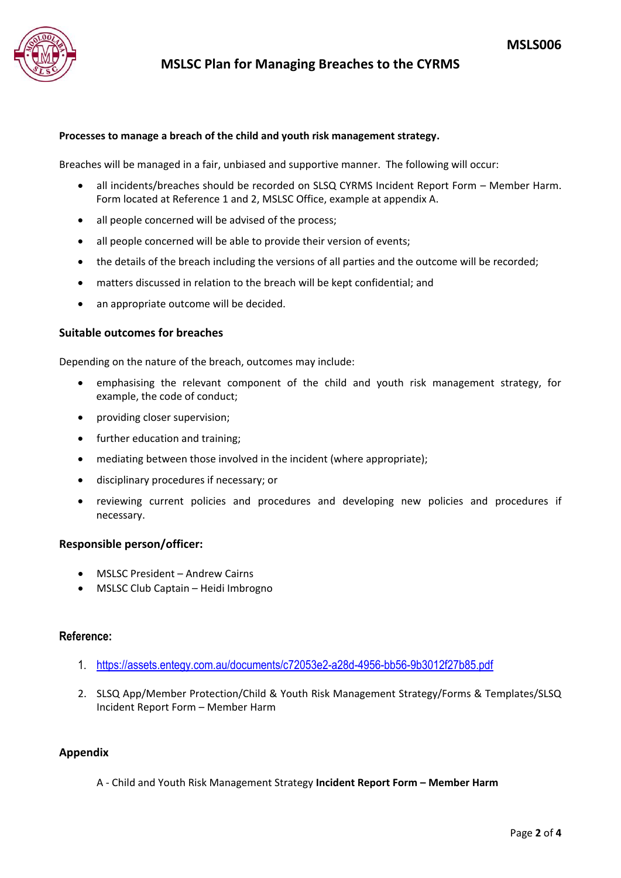# MSLSC Plan for Managing Breaches to the CYRMS

**Processes to manage a breach of the child and youth risk management strategy.**

Breaches will be managed in a fair, unbiased and supportive manner. The following will occur:

- all incidents/breaches should be recorded on SLSQ CYRMS Incident Report Form – Member Harm. Form located at Reference 1 and 2, MSLSC Office, example at appendix A.
- all people concerned will be advised of the process;
- all people concerned will be able to provide their version of events;
- the details of the breach including the versions of all parties and the outcome will be recorded;
- matters discussed in relation to the breach will be kept confidential; and
- an appropriate outcome will be decided.

## Suitable outcomes for breaches

Depending on the nature of the breach, outcomes may include:

- emphasising the relevant component of the child and youth risk management strategy, for example, the code of conduct;
- providing closer supervision;
- further education and training;
- mediating between those involved in the incident (where appropriate);
- disciplinary procedures if necessary; or
- reviewing current policies and procedures and developing new policies and procedures if necessary.

## Responsible person/officer:

- MSLSC President – Andrew Cairns
- MSLSC Club Captain – Heidi Imbrogno

## Reference:

1. https://assets.entegy.com.au/documents/c72053e2-a28d-4956-bb56-9b3012f27b85.pdf
2. SLSQ App/Member Protection/Child & Youth Risk Management Strategy/Forms & Templates/SLSQ Incident Report Form – Member Harm

## Appendix

A - Child and Youth Risk Management Strategy **Incident Report Form – Member Harm**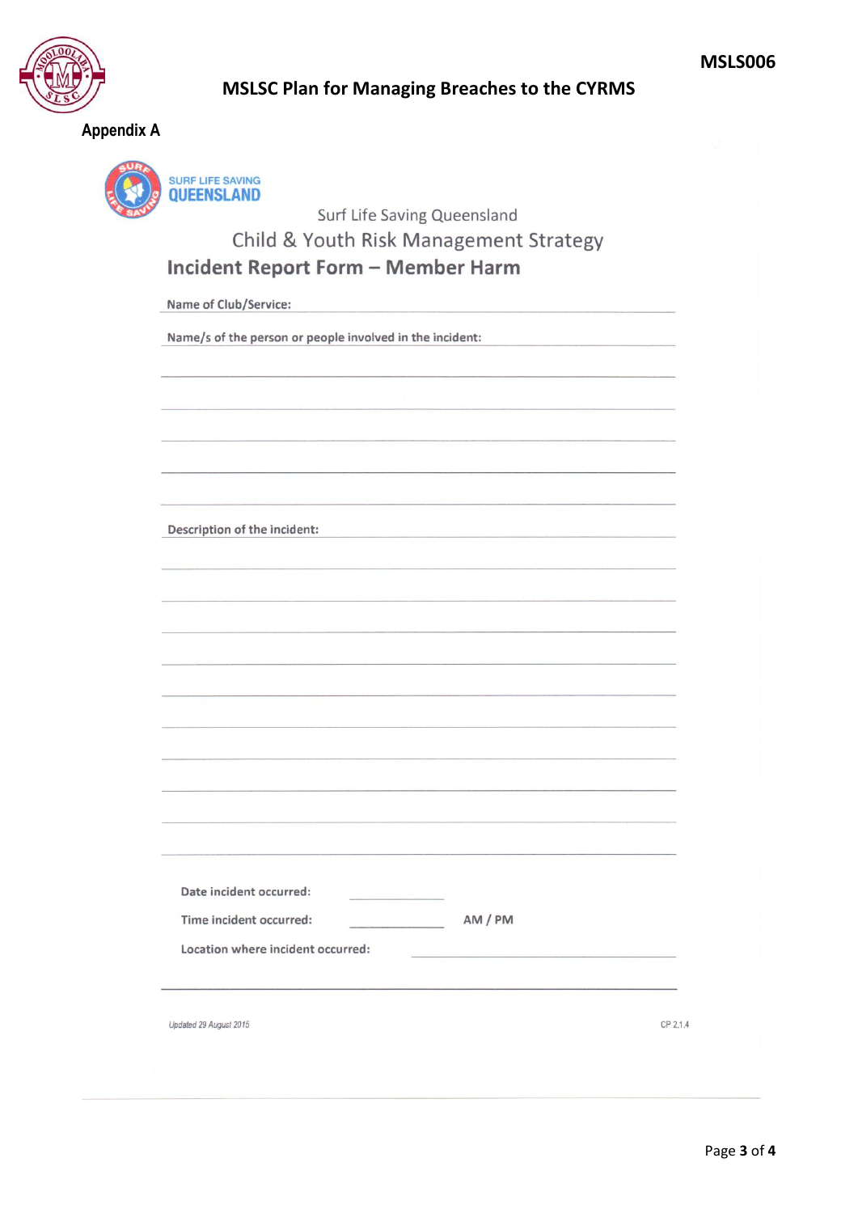**Appendix A**

Surf Life Saving Queensland

Child & Youth Risk Management Strategy

# Incident Report Form – Member Harm

Name of Club/Service: ______________________________

Name/s of the person or people involved in the incident: ______________________________

______________________________

______________________________

______________________________

______________________________

______________________________

Description of the incident: ______________________________

______________________________

______________________________

______________________________

______________________________

______________________________

______________________________

______________________________

______________________________

______________________________

______________________________

Date incident occurred: ____________

Time incident occurred: ____________ AM / PM

Location where incident occurred: ______________________________

______________________________

*Updated 29 August 2015*

CP 2.1.4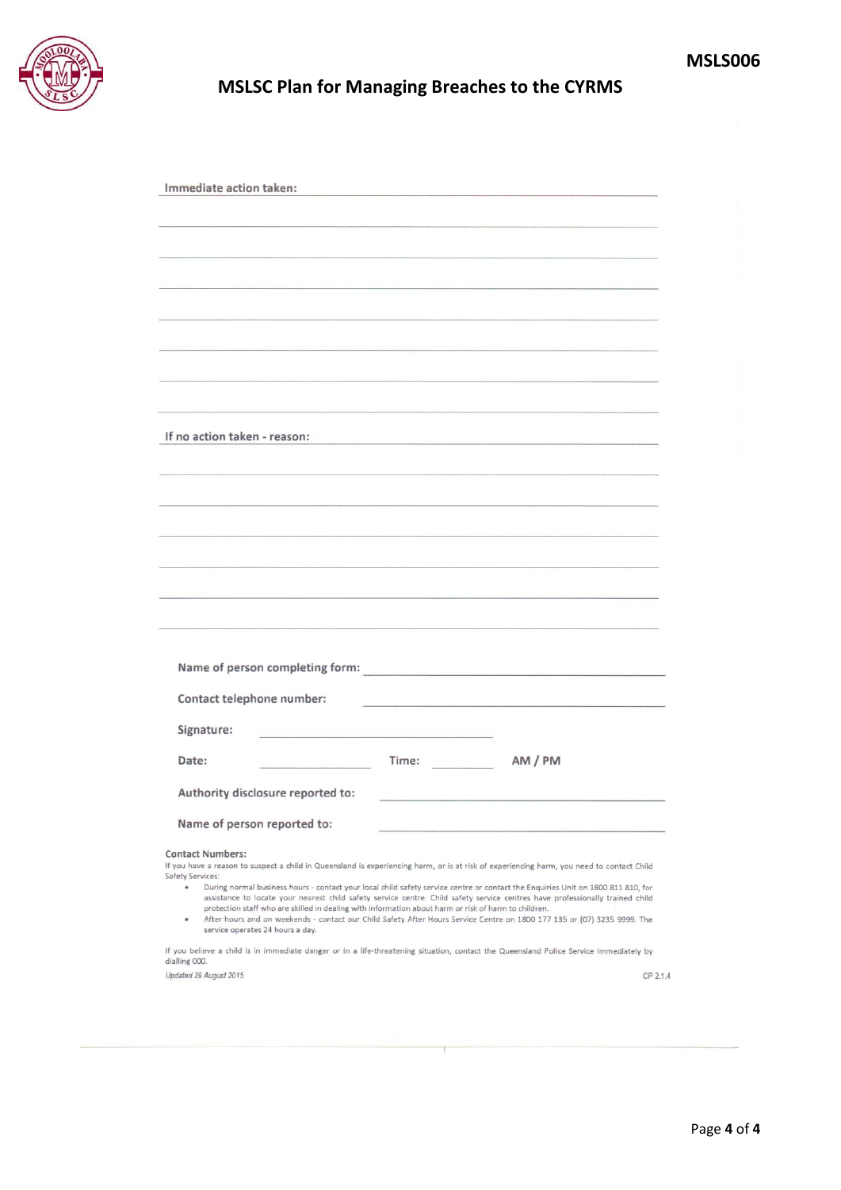Immediate action taken: \_\_\_\_\_\_\_\_\_\_\_\_\_\_\_\_\_\_\_\_\_\_\_\_\_\_\_\_\_\_\_\_\_\_\_\_\_\_\_\_

If no action taken - reason: \_\_\_\_\_\_\_\_\_\_\_\_\_\_\_\_\_\_\_\_\_\_\_\_\_\_\_\_\_\_\_\_\_\_\_\_\_\_\_\_

Name of person completing form: \_\_\_\_\_\_\_\_\_\_\_\_\_\_\_\_\_\_\_\_

Contact telephone number: \_\_\_\_\_\_\_\_\_\_\_\_\_\_\_\_\_\_\_\_

Signature: \_\_\_\_\_\_\_\_\_\_\_\_\_\_\_\_\_\_\_\_

Date: \_\_\_\_\_\_\_\_\_\_ Time: \_\_\_\_\_\_ AM / PM

Authority disclosure reported to: \_\_\_\_\_\_\_\_\_\_\_\_\_\_\_\_\_\_\_\_

Name of person reported to: \_\_\_\_\_\_\_\_\_\_\_\_\_\_\_\_\_\_\_\_

**Contact Numbers:**

If you have a reason to suspect a child in Queensland is experiencing harm, or is at risk of experiencing harm, you need to contact Child Safety Services:

- During normal business hours - contact your local child safety service centre or contact the Enquiries Unit on 1800 811 810, for assistance to locate your nearest child safety service centre. Child safety service centres have professionally trained child protection staff who are skilled in dealing with information about harm or risk of harm to children.
- After hours and on weekends - contact our Child Safety After Hours Service Centre on 1800 177 135 or (07) 3235 9999. The service operates 24 hours a day.

If you believe a child is in immediate danger or in a life-threatening situation, contact the Queensland Police Service immediately by dialling 000.

*Updated 28 August 2015*

CP 2.1.4